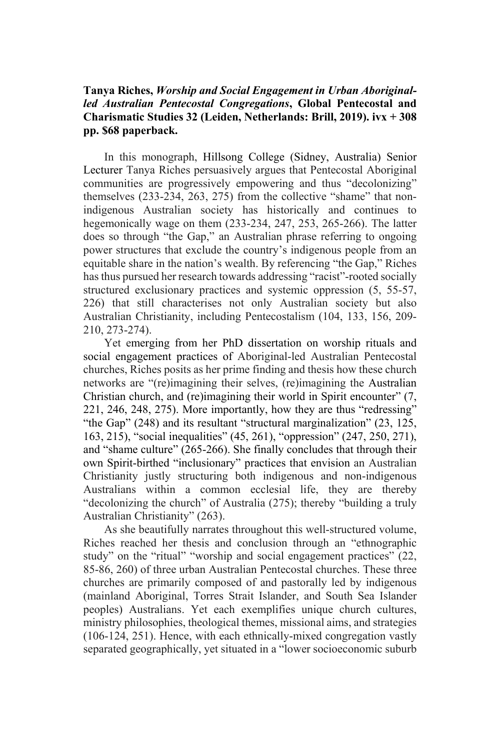**Tanya Riches, *Worship and Social Engagement in Urban Aboriginal-led Australian Pentecostal Congregations*, Global Pentecostal and Charismatic Studies 32 (Leiden, Netherlands: Brill, 2019). ivx + 308 pp. $68 paperback.**

In this monograph, Hillsong College (Sidney, Australia) Senior Lecturer Tanya Riches persuasively argues that Pentecostal Aboriginal communities are progressively empowering and thus "decolonizing" themselves (233-234, 263, 275) from the collective "shame" that non-indigenous Australian society has historically and continues to hegemonically wage on them (233-234, 247, 253, 265-266). The latter does so through "the Gap," an Australian phrase referring to ongoing power structures that exclude the country's indigenous people from an equitable share in the nation's wealth. By referencing "the Gap," Riches has thus pursued her research towards addressing "racist"-rooted socially structured exclusionary practices and systemic oppression (5, 55-57, 226) that still characterises not only Australian society but also Australian Christianity, including Pentecostalism (104, 133, 156, 209-210, 273-274).

Yet emerging from her PhD dissertation on worship rituals and social engagement practices of Aboriginal-led Australian Pentecostal churches, Riches posits as her prime finding and thesis how these church networks are "(re)imagining their selves, (re)imagining the Australian Christian church, and (re)imagining their world in Spirit encounter" (7, 221, 246, 248, 275). More importantly, how they are thus "redressing" "the Gap" (248) and its resultant "structural marginalization" (23, 125, 163, 215), "social inequalities" (45, 261), "oppression" (247, 250, 271), and "shame culture" (265-266). She finally concludes that through their own Spirit-birthed "inclusionary" practices that envision an Australian Christianity justly structuring both indigenous and non-indigenous Australians within a common ecclesial life, they are thereby "decolonizing the church" of Australia (275); thereby "building a truly Australian Christianity" (263).

As she beautifully narrates throughout this well-structured volume, Riches reached her thesis and conclusion through an "ethnographic study" on the "ritual" "worship and social engagement practices" (22, 85-86, 260) of three urban Australian Pentecostal churches. These three churches are primarily composed of and pastorally led by indigenous (mainland Aboriginal, Torres Strait Islander, and South Sea Islander peoples) Australians. Yet each exemplifies unique church cultures, ministry philosophies, theological themes, missional aims, and strategies (106-124, 251). Hence, with each ethnically-mixed congregation vastly separated geographically, yet situated in a "lower socioeconomic suburb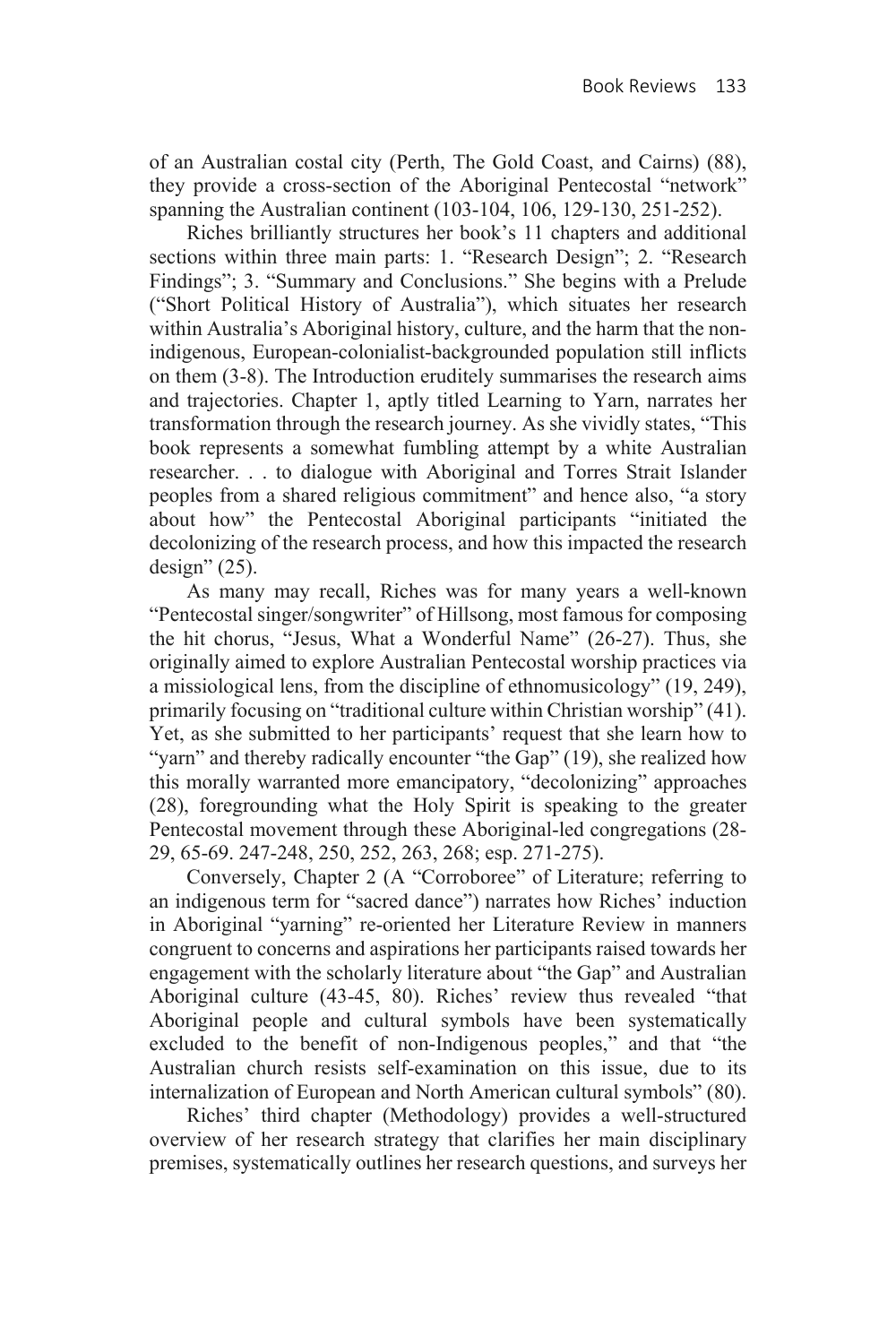of an Australian costal city (Perth, The Gold Coast, and Cairns) (88), they provide a cross-section of the Aboriginal Pentecostal "network" spanning the Australian continent (103-104, 106, 129-130, 251-252).

Riches brilliantly structures her book's 11 chapters and additional sections within three main parts: 1. "Research Design"; 2. "Research Findings"; 3. "Summary and Conclusions." She begins with a Prelude ("Short Political History of Australia"), which situates her research within Australia's Aboriginal history, culture, and the harm that the non-indigenous, European-colonialist-backgrounded population still inflicts on them (3-8). The Introduction eruditely summarises the research aims and trajectories. Chapter 1, aptly titled Learning to Yarn, narrates her transformation through the research journey. As she vividly states, "This book represents a somewhat fumbling attempt by a white Australian researcher. . . to dialogue with Aboriginal and Torres Strait Islander peoples from a shared religious commitment" and hence also, "a story about how" the Pentecostal Aboriginal participants "initiated the decolonizing of the research process, and how this impacted the research design" (25).

As many may recall, Riches was for many years a well-known "Pentecostal singer/songwriter" of Hillsong, most famous for composing the hit chorus, "Jesus, What a Wonderful Name" (26-27). Thus, she originally aimed to explore Australian Pentecostal worship practices via a missiological lens, from the discipline of ethnomusicology" (19, 249), primarily focusing on "traditional culture within Christian worship" (41). Yet, as she submitted to her participants' request that she learn how to "yarn" and thereby radically encounter "the Gap" (19), she realized how this morally warranted more emancipatory, "decolonizing" approaches (28), foregrounding what the Holy Spirit is speaking to the greater Pentecostal movement through these Aboriginal-led congregations (28-29, 65-69. 247-248, 250, 252, 263, 268; esp. 271-275).

Conversely, Chapter 2 (A "Corroboree" of Literature; referring to an indigenous term for "sacred dance") narrates how Riches' induction in Aboriginal "yarning" re-oriented her Literature Review in manners congruent to concerns and aspirations her participants raised towards her engagement with the scholarly literature about "the Gap" and Australian Aboriginal culture (43-45, 80). Riches' review thus revealed "that Aboriginal people and cultural symbols have been systematically excluded to the benefit of non-Indigenous peoples," and that "the Australian church resists self-examination on this issue, due to its internalization of European and North American cultural symbols" (80).

Riches' third chapter (Methodology) provides a well-structured overview of her research strategy that clarifies her main disciplinary premises, systematically outlines her research questions, and surveys her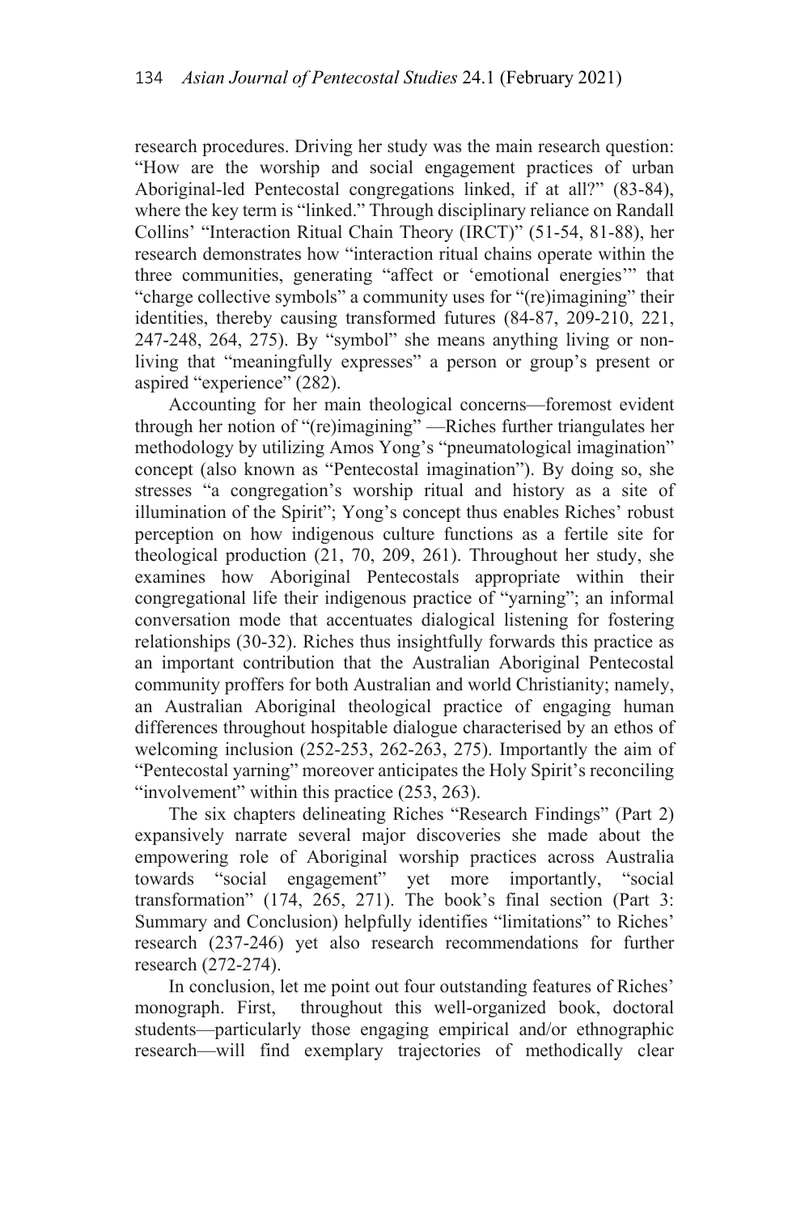research procedures. Driving her study was the main research question: "How are the worship and social engagement practices of urban Aboriginal-led Pentecostal congregations linked, if at all?" (83-84), where the key term is "linked." Through disciplinary reliance on Randall Collins' "Interaction Ritual Chain Theory (IRCT)" (51-54, 81-88), her research demonstrates how "interaction ritual chains operate within the three communities, generating "affect or 'emotional energies'" that "charge collective symbols" a community uses for "(re)imagining" their identities, thereby causing transformed futures (84-87, 209-210, 221, 247-248, 264, 275). By "symbol" she means anything living or non-living that "meaningfully expresses" a person or group's present or aspired "experience" (282).

Accounting for her main theological concerns—foremost evident through her notion of "(re)imagining" —Riches further triangulates her methodology by utilizing Amos Yong's "pneumatological imagination" concept (also known as "Pentecostal imagination"). By doing so, she stresses "a congregation's worship ritual and history as a site of illumination of the Spirit"; Yong's concept thus enables Riches' robust perception on how indigenous culture functions as a fertile site for theological production (21, 70, 209, 261). Throughout her study, she examines how Aboriginal Pentecostals appropriate within their congregational life their indigenous practice of "yarning"; an informal conversation mode that accentuates dialogical listening for fostering relationships (30-32). Riches thus insightfully forwards this practice as an important contribution that the Australian Aboriginal Pentecostal community proffers for both Australian and world Christianity; namely, an Australian Aboriginal theological practice of engaging human differences throughout hospitable dialogue characterised by an ethos of welcoming inclusion (252-253, 262-263, 275). Importantly the aim of "Pentecostal yarning" moreover anticipates the Holy Spirit's reconciling "involvement" within this practice (253, 263).

The six chapters delineating Riches "Research Findings" (Part 2) expansively narrate several major discoveries she made about the empowering role of Aboriginal worship practices across Australia towards "social engagement" yet more importantly, "social transformation" (174, 265, 271). The book's final section (Part 3: Summary and Conclusion) helpfully identifies "limitations" to Riches' research (237-246) yet also research recommendations for further research (272-274).

In conclusion, let me point out four outstanding features of Riches' monograph. First, throughout this well-organized book, doctoral students—particularly those engaging empirical and/or ethnographic research—will find exemplary trajectories of methodically clear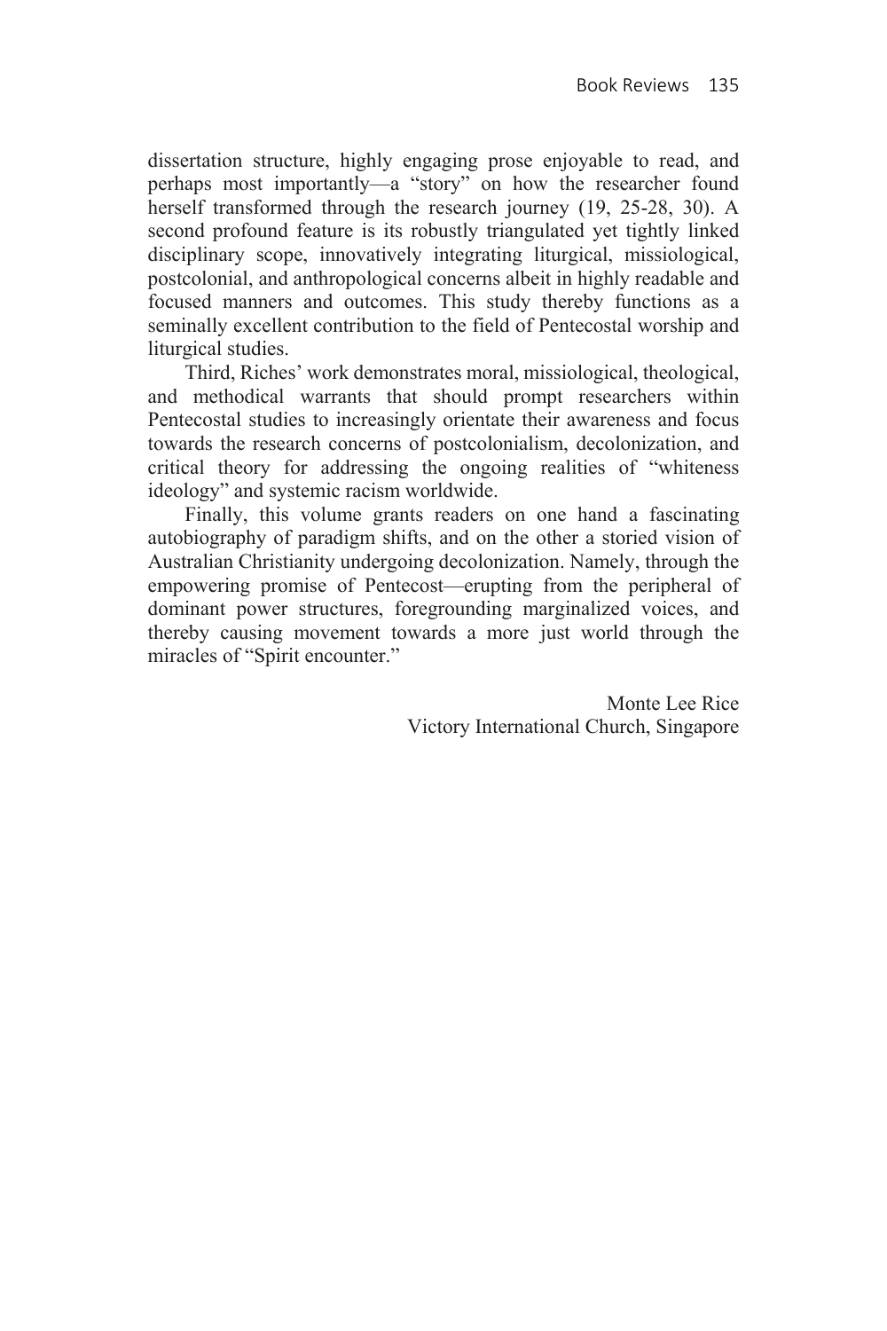dissertation structure, highly engaging prose enjoyable to read, and perhaps most importantly—a "story" on how the researcher found herself transformed through the research journey (19, 25-28, 30). A second profound feature is its robustly triangulated yet tightly linked disciplinary scope, innovatively integrating liturgical, missiological, postcolonial, and anthropological concerns albeit in highly readable and focused manners and outcomes. This study thereby functions as a seminally excellent contribution to the field of Pentecostal worship and liturgical studies.

Third, Riches' work demonstrates moral, missiological, theological, and methodical warrants that should prompt researchers within Pentecostal studies to increasingly orientate their awareness and focus towards the research concerns of postcolonialism, decolonization, and critical theory for addressing the ongoing realities of "whiteness ideology" and systemic racism worldwide.

Finally, this volume grants readers on one hand a fascinating autobiography of paradigm shifts, and on the other a storied vision of Australian Christianity undergoing decolonization. Namely, through the empowering promise of Pentecost—erupting from the peripheral of dominant power structures, foregrounding marginalized voices, and thereby causing movement towards a more just world through the miracles of "Spirit encounter."

Monte Lee Rice
Victory International Church, Singapore